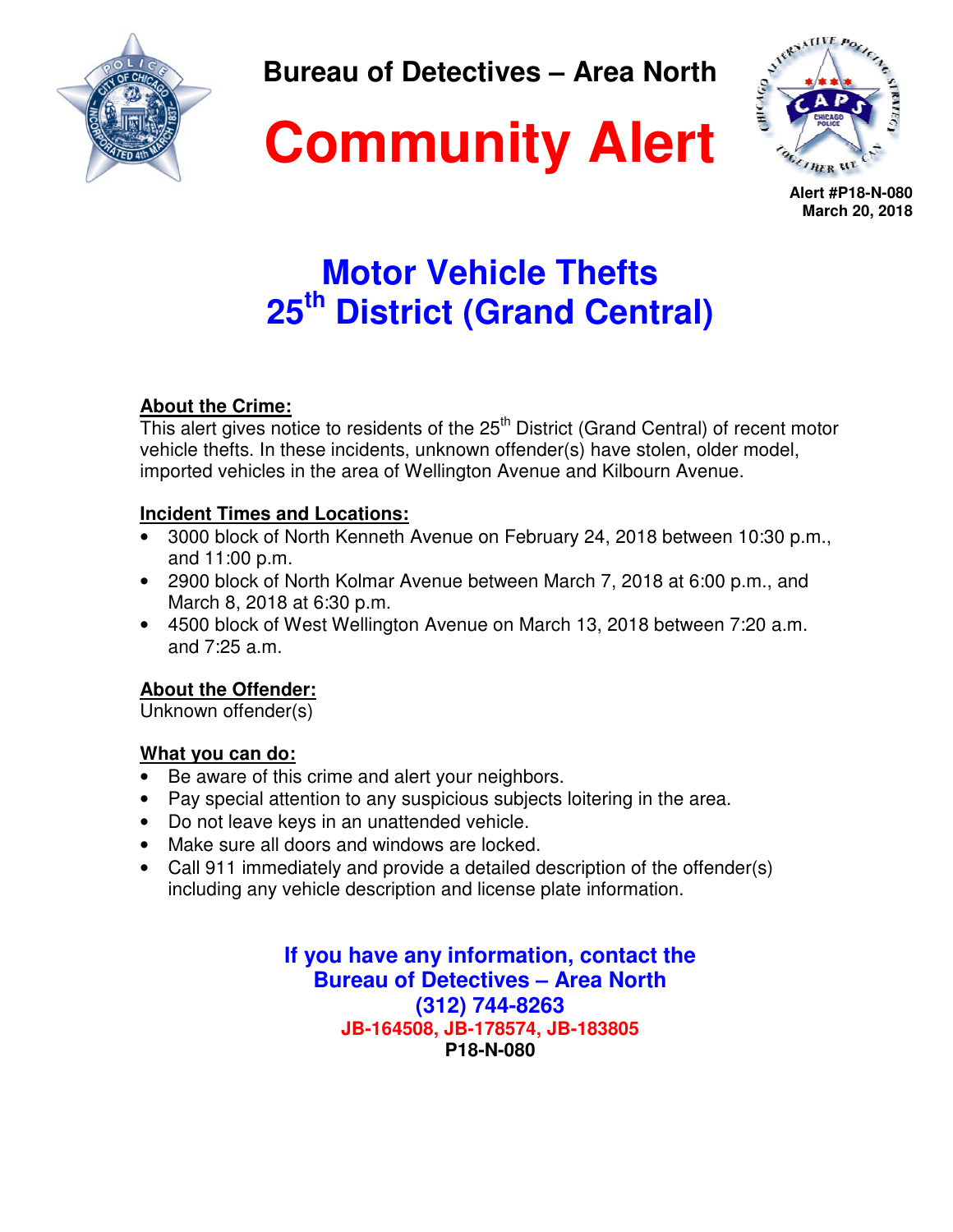# Bureau of Detectives – Area North

# Community Alert

**Alert #P18-N-080**
**March 20, 2018**

## Motor Vehicle Thefts
## 25th District (Grand Central)

**About the Crime:**

This alert gives notice to residents of the 25th District (Grand Central) of recent motor vehicle thefts. In these incidents, unknown offender(s) have stolen, older model, imported vehicles in the area of Wellington Avenue and Kilbourn Avenue.

**Incident Times and Locations:**

- 3000 block of North Kenneth Avenue on February 24, 2018 between 10:30 p.m., and 11:00 p.m.
- 2900 block of North Kolmar Avenue between March 7, 2018 at 6:00 p.m., and March 8, 2018 at 6:30 p.m.
- 4500 block of West Wellington Avenue on March 13, 2018 between 7:20 a.m. and 7:25 a.m.

**About the Offender:**

Unknown offender(s)

**What you can do:**

- Be aware of this crime and alert your neighbors.
- Pay special attention to any suspicious subjects loitering in the area.
- Do not leave keys in an unattended vehicle.
- Make sure all doors and windows are locked.
- Call 911 immediately and provide a detailed description of the offender(s) including any vehicle description and license plate information.

**If you have any information, contact the**
**Bureau of Detectives – Area North**
**(312) 744-8263**
**JB-164508, JB-178574, JB-183805**
**P18-N-080**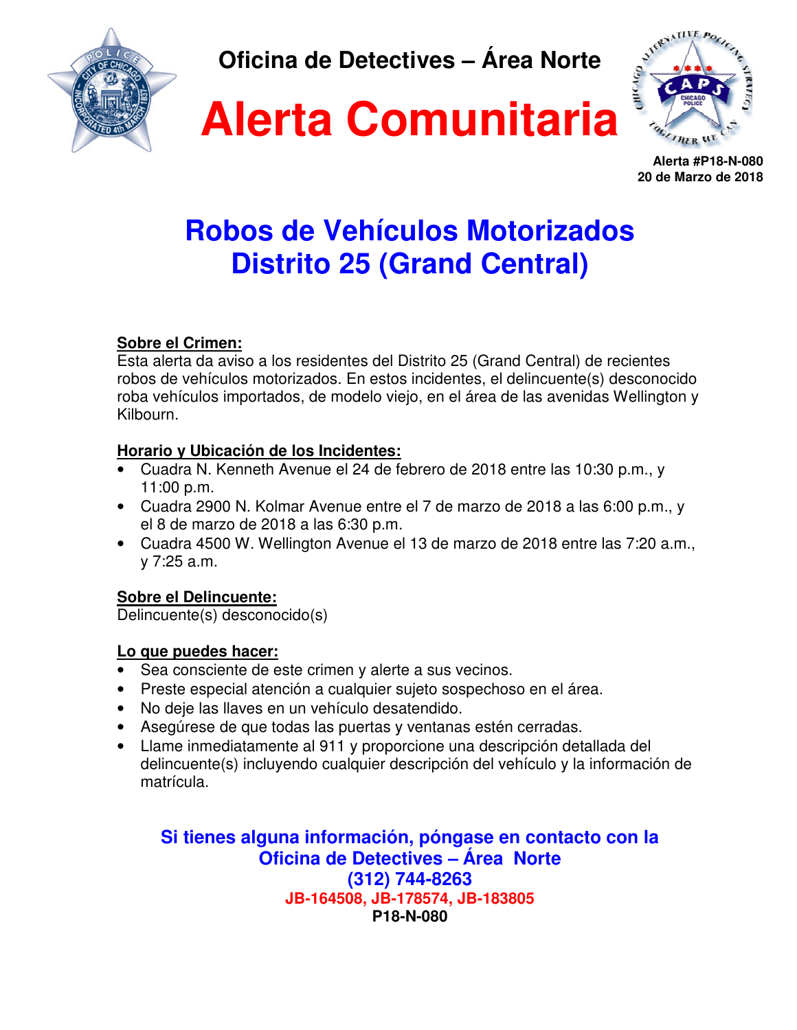Oficina de Detectives – Área Norte

# Alerta Comunitaria

Alerta #P18-N-080
20 de Marzo de 2018

## Robos de Vehículos Motorizados
## Distrito 25 (Grand Central)

**Sobre el Crimen:**
Esta alerta da aviso a los residentes del Distrito 25 (Grand Central) de recientes robos de vehículos motorizados. En estos incidentes, el delincuente(s) desconocido roba vehículos importados, de modelo viejo, en el área de las avenidas Wellington y Kilbourn.

**Horario y Ubicación de los Incidentes:**

- Cuadra N. Kenneth Avenue el 24 de febrero de 2018 entre las 10:30 p.m., y 11:00 p.m.
- Cuadra 2900 N. Kolmar Avenue entre el 7 de marzo de 2018 a las 6:00 p.m., y el 8 de marzo de 2018 a las 6:30 p.m.
- Cuadra 4500 W. Wellington Avenue el 13 de marzo de 2018 entre las 7:20 a.m., y 7:25 a.m.

**Sobre el Delincuente:**
Delincuente(s) desconocido(s)

**Lo que puedes hacer:**

- Sea consciente de este crimen y alerte a sus vecinos.
- Preste especial atención a cualquier sujeto sospechoso en el área.
- No deje las llaves en un vehículo desatendido.
- Asegúrese de que todas las puertas y ventanas estén cerradas.
- Llame inmediatamente al 911 y proporcione una descripción detallada del delincuente(s) incluyendo cualquier descripción del vehículo y la información de matrícula.

**Si tienes alguna información, póngase en contacto con la Oficina de Detectives – Área Norte**
**(312) 744-8263**
**JB-164508, JB-178574, JB-183805**
**P18-N-080**